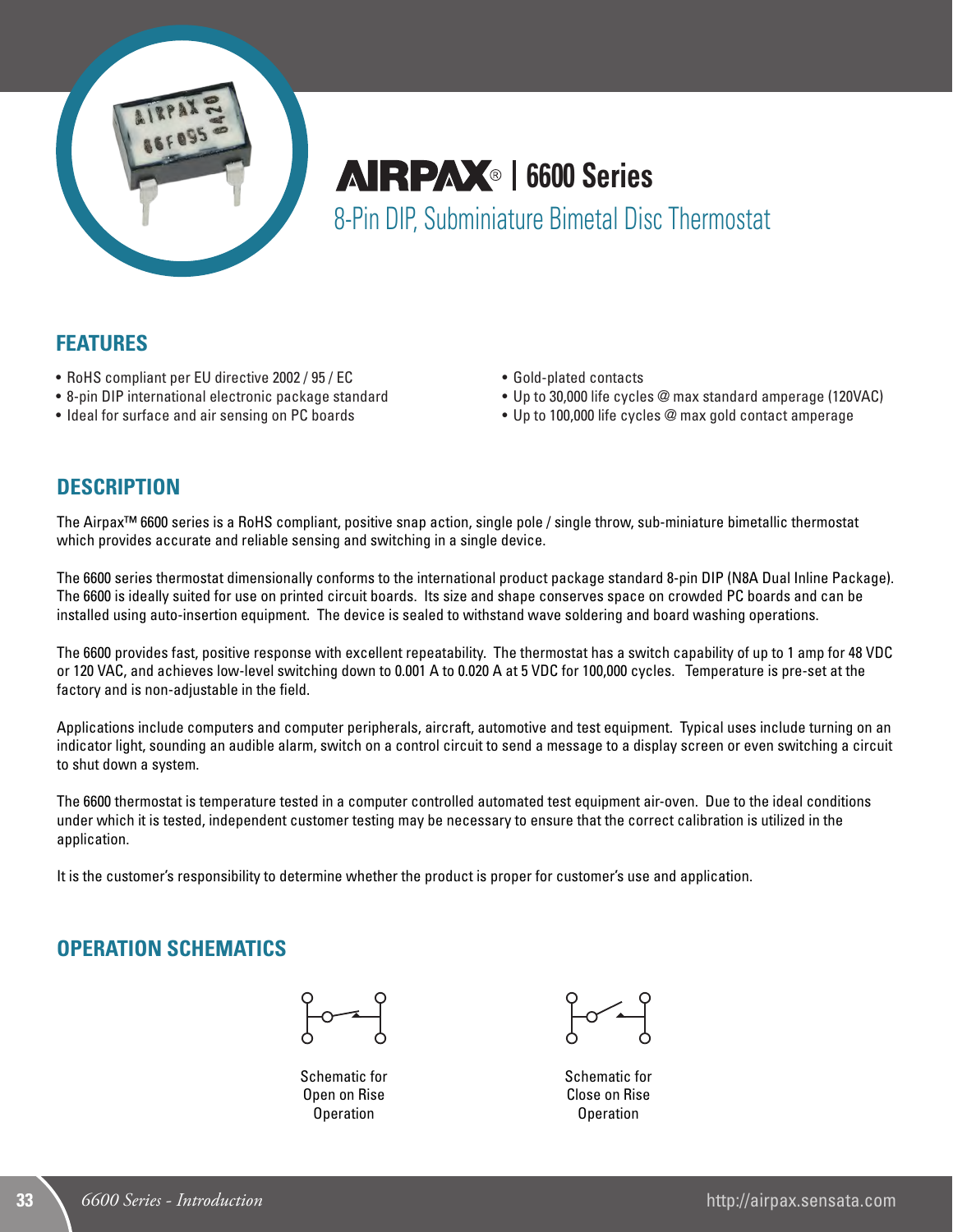# AIRPAX® | 6600 Series

8-Pin DIP, Subminiature Bimetal Disc Thermostat

## FEATURES

- RoHS compliant per EU directive 2002 / 95 / EC
- 8-pin DIP international electronic package standard
- Ideal for surface and air sensing on PC boards
- Gold-plated contacts
- Up to 30,000 life cycles @ max standard amperage (120VAC)
- Up to 100,000 life cycles @ max gold contact amperage

## DESCRIPTION

The Airpax™ 6600 series is a RoHS compliant, positive snap action, single pole / single throw, sub-miniature bimetallic thermostat which provides accurate and reliable sensing and switching in a single device.

The 6600 series thermostat dimensionally conforms to the international product package standard 8-pin DIP (N8A Dual Inline Package). The 6600 is ideally suited for use on printed circuit boards. Its size and shape conserves space on crowded PC boards and can be installed using auto-insertion equipment. The device is sealed to withstand wave soldering and board washing operations.

The 6600 provides fast, positive response with excellent repeatability. The thermostat has a switch capability of up to 1 amp for 48 VDC or 120 VAC, and achieves low-level switching down to 0.001 A to 0.020 A at 5 VDC for 100,000 cycles. Temperature is pre-set at the factory and is non-adjustable in the field.

Applications include computers and computer peripherals, aircraft, automotive and test equipment. Typical uses include turning on an indicator light, sounding an audible alarm, switch on a control circuit to send a message to a display screen or even switching a circuit to shut down a system.

The 6600 thermostat is temperature tested in a computer controlled automated test equipment air-oven. Due to the ideal conditions under which it is tested, independent customer testing may be necessary to ensure that the correct calibration is utilized in the application.

It is the customer's responsibility to determine whether the product is proper for customer's use and application.

## OPERATION SCHEMATICS

Schematic for Open on Rise Operation

Schematic for Close on Rise Operation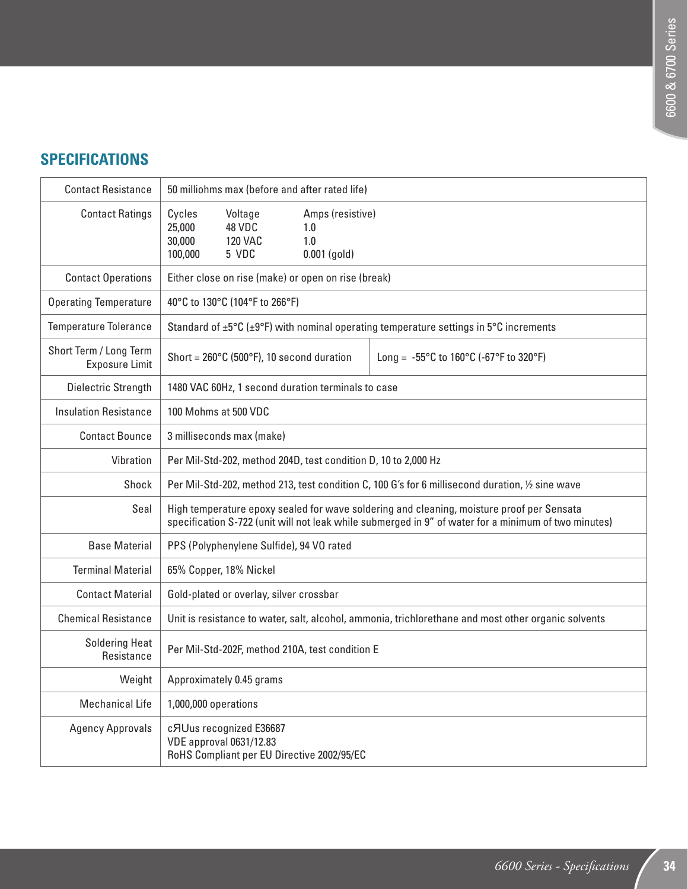## SPECIFICATIONS

| | | |
|---|---|---|
| Contact Resistance | 50 milliohms max (before and after rated life) | |
| Contact Ratings | Cycles / Voltage / Amps (resistive)<br>25,000 / 48 VDC / 1.0<br>30,000 / 120 VAC / 1.0<br>100,000 / 5 VDC / 0.001 (gold) | |
| Contact Operations | Either close on rise (make) or open on rise (break) | |
| Operating Temperature | 40°C to 130°C (104°F to 266°F) | |
| Temperature Tolerance | Standard of ±5°C (±9°F) with nominal operating temperature settings in 5°C increments | |
| Short Term / Long Term Exposure Limit | Short = 260°C (500°F), 10 second duration | Long = -55°C to 160°C (-67°F to 320°F) |
| Dielectric Strength | 1480 VAC 60Hz, 1 second duration terminals to case | |
| Insulation Resistance | 100 Mohms at 500 VDC | |
| Contact Bounce | 3 milliseconds max (make) | |
| Vibration | Per Mil-Std-202, method 204D, test condition D, 10 to 2,000 Hz | |
| Shock | Per Mil-Std-202, method 213, test condition C, 100 G's for 6 millisecond duration, ½ sine wave | |
| Seal | High temperature epoxy sealed for wave soldering and cleaning, moisture proof per Sensata specification S-722 (unit will not leak while submerged in 9" of water for a minimum of two minutes) | |
| Base Material | PPS (Polyphenylene Sulfide), 94 VO rated | |
| Terminal Material | 65% Copper, 18% Nickel | |
| Contact Material | Gold-plated or overlay, silver crossbar | |
| Chemical Resistance | Unit is resistance to water, salt, alcohol, ammonia, trichlorethane and most other organic solvents | |
| Soldering Heat Resistance | Per Mil-Std-202F, method 210A, test condition E | |
| Weight | Approximately 0.45 grams | |
| Mechanical Life | 1,000,000 operations | |
| Agency Approvals | cЯUus recognized E36687<br>VDE approval 0631/12.83<br>RoHS Compliant per EU Directive 2002/95/EC | |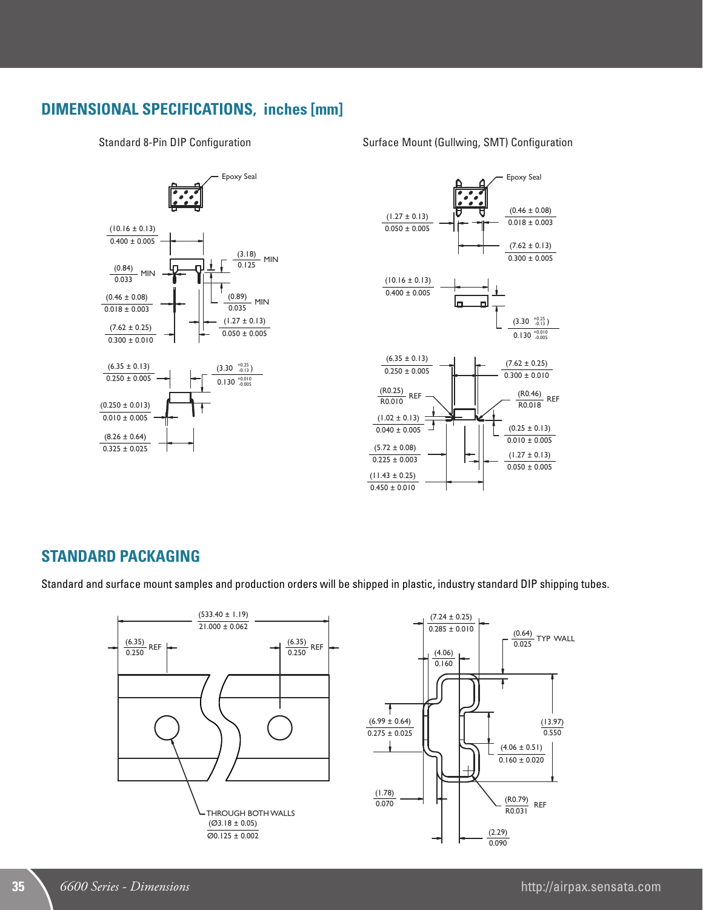## DIMENSIONAL SPECIFICATIONS, inches [mm]

Standard 8-Pin DIP Configuration

Epoxy Seal

(10.16 ± 0.13)
0.400 ± 0.005

(3.18)
0.125 MIN

(0.84)
0.033 MIN

(0.89)
0.035 MIN

(0.46 ± 0.08)
0.018 ± 0.003

(1.27 ± 0.13)
0.050 ± 0.005

(7.62 ± 0.25)
0.300 ± 0.010

(6.35 ± 0.13)
0.250 ± 0.005

(3.30 +0.25/-0.13)
0.130 +0.010/-0.005

(0.250 ± 0.013)
0.010 ± 0.005

(8.26 ± 0.64)
0.325 ± 0.025

Surface Mount (Gullwing, SMT) Configuration

Epoxy Seal

(1.27 ± 0.13)
0.050 ± 0.005

(0.46 ± 0.08)
0.018 ± 0.003

(7.62 ± 0.13)
0.300 ± 0.005

(10.16 ± 0.13)
0.400 ± 0.005

(3.30 +0.25/-0.13)
0.130 +0.010/-0.005

(6.35 ± 0.13)
0.250 ± 0.005

(7.62 ± 0.25)
0.300 ± 0.010

(R0.25)
R0.010 REF

(R0.46)
R0.018 REF

(1.02 ± 0.13)
0.040 ± 0.005

(0.25 ± 0.13)
0.010 ± 0.005

(5.72 ± 0.08)
0.225 ± 0.003

(1.27 ± 0.13)
0.050 ± 0.005

(11.43 ± 0.25)
0.450 ± 0.010

## STANDARD PACKAGING

Standard and surface mount samples and production orders will be shipped in plastic, industry standard DIP shipping tubes.

(533.40 ± 1.19)
21.000 ± 0.062

(6.35)
0.250 REF

(6.35)
0.250 REF

THROUGH BOTH WALLS
(Ø3.18 ± 0.05)
Ø0.125 ± 0.002

(7.24 ± 0.25)
0.285 ± 0.010

(0.64)
0.025 TYP WALL

(4.06)
0.160

(6.99 ± 0.64)
0.275 ± 0.025

(13.97)
0.550

(4.06 ± 0.51)
0.160 ± 0.020

(1.78)
0.070

(R0.79)
R0.031 REF

(2.29)
0.090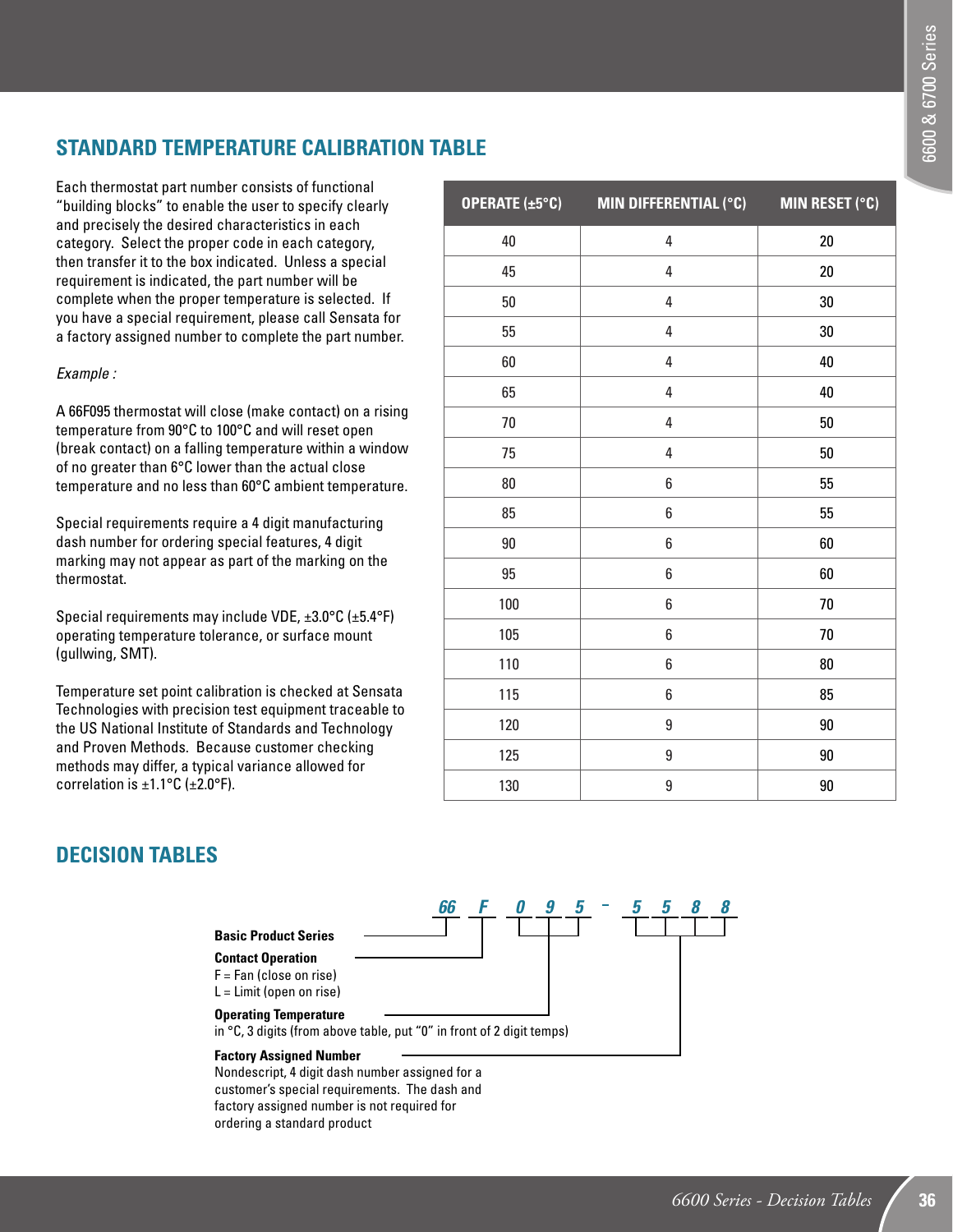## STANDARD TEMPERATURE CALIBRATION TABLE

Each thermostat part number consists of functional "building blocks" to enable the user to specify clearly and precisely the desired characteristics in each category. Select the proper code in each category, then transfer it to the box indicated. Unless a special requirement is indicated, the part number will be complete when the proper temperature is selected. If you have a special requirement, please call Sensata for a factory assigned number to complete the part number.

*Example :*

A 66F095 thermostat will close (make contact) on a rising temperature from 90°C to 100°C and will reset open (break contact) on a falling temperature within a window of no greater than 6°C lower than the actual close temperature and no less than 60°C ambient temperature.

Special requirements require a 4 digit manufacturing dash number for ordering special features, 4 digit marking may not appear as part of the marking on the thermostat.

Special requirements may include VDE, ±3.0°C (±5.4°F) operating temperature tolerance, or surface mount (gullwing, SMT).

Temperature set point calibration is checked at Sensata Technologies with precision test equipment traceable to the US National Institute of Standards and Technology and Proven Methods. Because customer checking methods may differ, a typical variance allowed for correlation is ±1.1°C (±2.0°F).

| OPERATE (±5°C) | MIN DIFFERENTIAL (°C) | MIN RESET (°C) |
|---|---|---|
| 40 | 4 | 20 |
| 45 | 4 | 20 |
| 50 | 4 | 30 |
| 55 | 4 | 30 |
| 60 | 4 | 40 |
| 65 | 4 | 40 |
| 70 | 4 | 50 |
| 75 | 4 | 50 |
| 80 | 6 | 55 |
| 85 | 6 | 55 |
| 90 | 6 | 60 |
| 95 | 6 | 60 |
| 100 | 6 | 70 |
| 105 | 6 | 70 |
| 110 | 6 | 80 |
| 115 | 6 | 85 |
| 120 | 9 | 90 |
| 125 | 9 | 90 |
| 130 | 9 | 90 |

## DECISION TABLES

*66 F 0 9 5 – 5 5 8 8*

**Basic Product Series**

**Contact Operation**
F = Fan (close on rise)
L = Limit (open on rise)

**Operating Temperature**
in °C, 3 digits (from above table, put "0" in front of 2 digit temps)

**Factory Assigned Number**
Nondescript, 4 digit dash number assigned for a customer's special requirements. The dash and factory assigned number is not required for ordering a standard product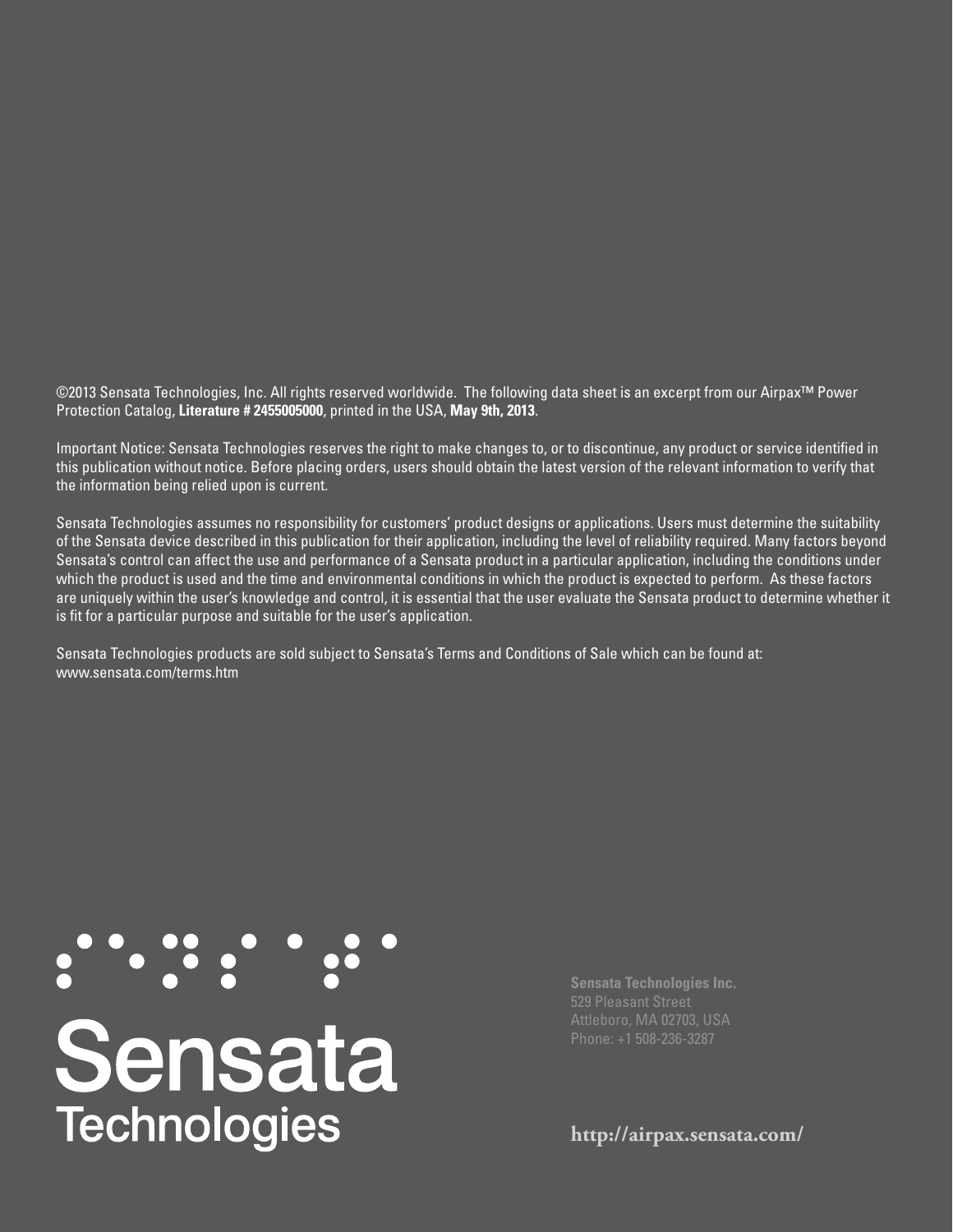©2013 Sensata Technologies, Inc. All rights reserved worldwide. The following data sheet is an excerpt from our Airpax™ Power Protection Catalog, **Literature # 2455005000**, printed in the USA, **May 9th, 2013**.

Important Notice: Sensata Technologies reserves the right to make changes to, or to discontinue, any product or service identified in this publication without notice. Before placing orders, users should obtain the latest version of the relevant information to verify that the information being relied upon is current.

Sensata Technologies assumes no responsibility for customers' product designs or applications. Users must determine the suitability of the Sensata device described in this publication for their application, including the level of reliability required. Many factors beyond Sensata's control can affect the use and performance of a Sensata product in a particular application, including the conditions under which the product is used and the time and environmental conditions in which the product is expected to perform. As these factors are uniquely within the user's knowledge and control, it is essential that the user evaluate the Sensata product to determine whether it is fit for a particular purpose and suitable for the user's application.

Sensata Technologies products are sold subject to Sensata's Terms and Conditions of Sale which can be found at:
www.sensata.com/terms.htm

Sensata Technologies

**Sensata Technologies Inc.**
529 Pleasant Street
Attleboro, MA 02703, USA
Phone: +1 508-236-3287

**http://airpax.sensata.com/**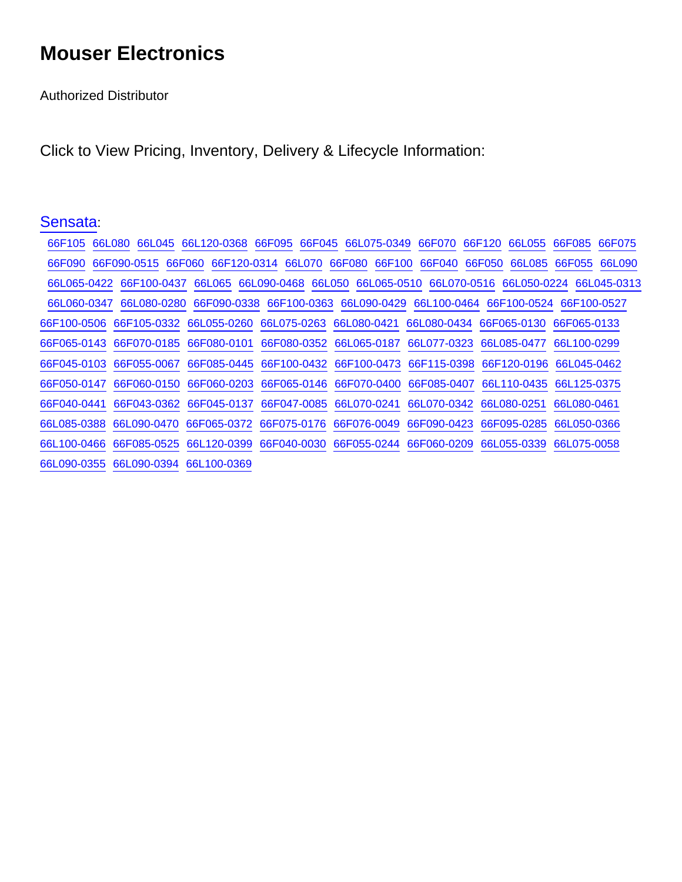# Mouser Electronics

Authorized Distributor

Click to View Pricing, Inventory, Delivery & Lifecycle Information:

Sensata:

66F105 66L080 66L045 66L120-0368 66F095 66F045 66L075-0349 66F070 66F120 66L055 66F085 66F075 66F090 66F090-0515 66F060 66F120-0314 66L070 66F080 66F100 66F040 66F050 66L085 66F055 66L090 66L065-0422 66F100-0437 66L065 66L090-0468 66L050 66L065-0510 66L070-0516 66L050-0224 66L045-0313 66L060-0347 66L080-0280 66F090-0338 66F100-0363 66L090-0429 66L100-0464 66F100-0524 66F100-0527 66F100-0506 66F105-0332 66L055-0260 66L075-0263 66L080-0421 66L080-0434 66F065-0130 66F065-0133 66F065-0143 66F070-0185 66F080-0101 66F080-0352 66L065-0187 66L077-0323 66L085-0477 66L100-0299 66F045-0103 66F055-0067 66F085-0445 66F100-0432 66F100-0473 66F115-0398 66F120-0196 66L045-0462 66F050-0147 66F060-0150 66F060-0203 66F065-0146 66F070-0400 66F085-0407 66L110-0435 66L125-0375 66F040-0441 66F043-0362 66F045-0137 66F047-0085 66L070-0241 66L070-0342 66L080-0251 66L080-0461 66L085-0388 66L090-0470 66F065-0372 66F075-0176 66F076-0049 66F090-0423 66F095-0285 66L050-0366 66L100-0466 66F085-0525 66L120-0399 66F040-0030 66F055-0244 66F060-0209 66L055-0339 66L075-0058 66L090-0355 66L090-0394 66L100-0369